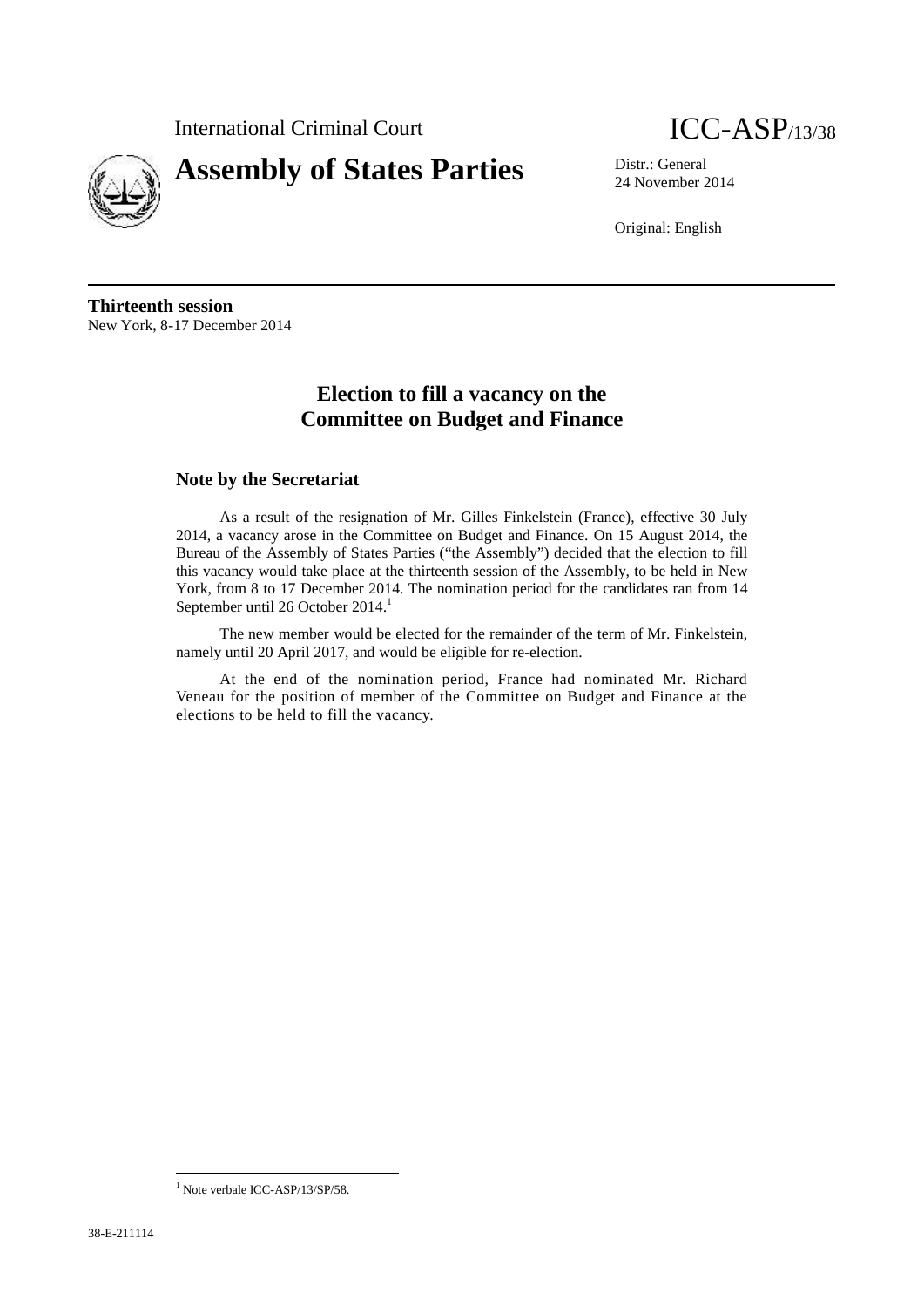International Criminal Court

ICC-ASP/13/38

# Assembly of States Parties

Distr.: General
24 November 2014

Original: English

**Thirteenth session**
New York, 8-17 December 2014

## Election to fill a vacancy on the Committee on Budget and Finance

### Note by the Secretariat

As a result of the resignation of Mr. Gilles Finkelstein (France), effective 30 July 2014, a vacancy arose in the Committee on Budget and Finance. On 15 August 2014, the Bureau of the Assembly of States Parties ("the Assembly") decided that the election to fill this vacancy would take place at the thirteenth session of the Assembly, to be held in New York, from 8 to 17 December 2014. The nomination period for the candidates ran from 14 September until 26 October 2014.[1]

The new member would be elected for the remainder of the term of Mr. Finkelstein, namely until 20 April 2017, and would be eligible for re-election.

At the end of the nomination period, France had nominated Mr. Richard Veneau for the position of member of the Committee on Budget and Finance at the elections to be held to fill the vacancy.

[1] Note verbale ICC-ASP/13/SP/58.

38-E-211114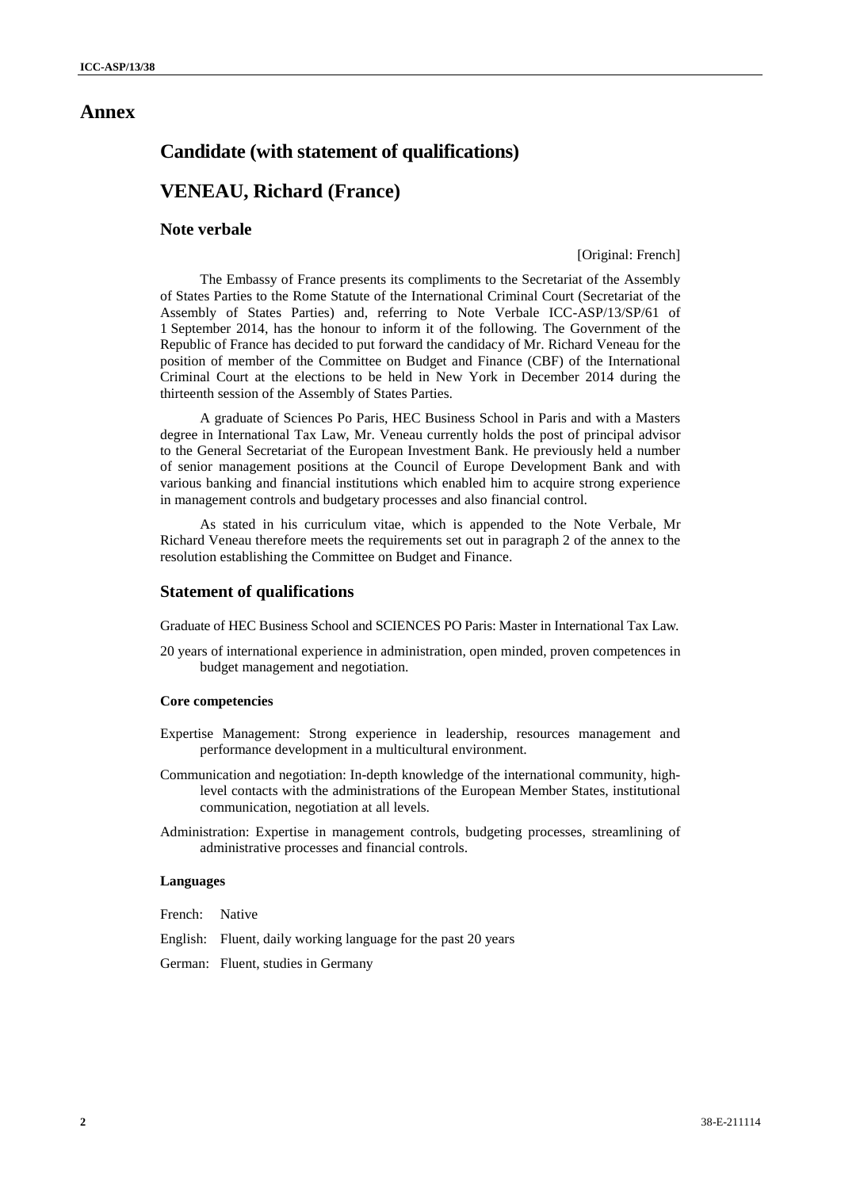# Annex

## Candidate (with statement of qualifications)

## VENEAU, Richard (France)

### Note verbale

[Original: French]

The Embassy of France presents its compliments to the Secretariat of the Assembly of States Parties to the Rome Statute of the International Criminal Court (Secretariat of the Assembly of States Parties) and, referring to Note Verbale ICC-ASP/13/SP/61 of 1 September 2014, has the honour to inform it of the following. The Government of the Republic of France has decided to put forward the candidacy of Mr. Richard Veneau for the position of member of the Committee on Budget and Finance (CBF) of the International Criminal Court at the elections to be held in New York in December 2014 during the thirteenth session of the Assembly of States Parties.

A graduate of Sciences Po Paris, HEC Business School in Paris and with a Masters degree in International Tax Law, Mr. Veneau currently holds the post of principal advisor to the General Secretariat of the European Investment Bank. He previously held a number of senior management positions at the Council of Europe Development Bank and with various banking and financial institutions which enabled him to acquire strong experience in management controls and budgetary processes and also financial control.

As stated in his curriculum vitae, which is appended to the Note Verbale, Mr Richard Veneau therefore meets the requirements set out in paragraph 2 of the annex to the resolution establishing the Committee on Budget and Finance.

### Statement of qualifications

Graduate of HEC Business School and SCIENCES PO Paris: Master in International Tax Law.

20 years of international experience in administration, open minded, proven competences in budget management and negotiation.

#### Core competencies

Expertise Management: Strong experience in leadership, resources management and performance development in a multicultural environment.

Communication and negotiation: In-depth knowledge of the international community, high-level contacts with the administrations of the European Member States, institutional communication, negotiation at all levels.

Administration: Expertise in management controls, budgeting processes, streamlining of administrative processes and financial controls.

#### Languages

French: Native

English: Fluent, daily working language for the past 20 years

German: Fluent, studies in Germany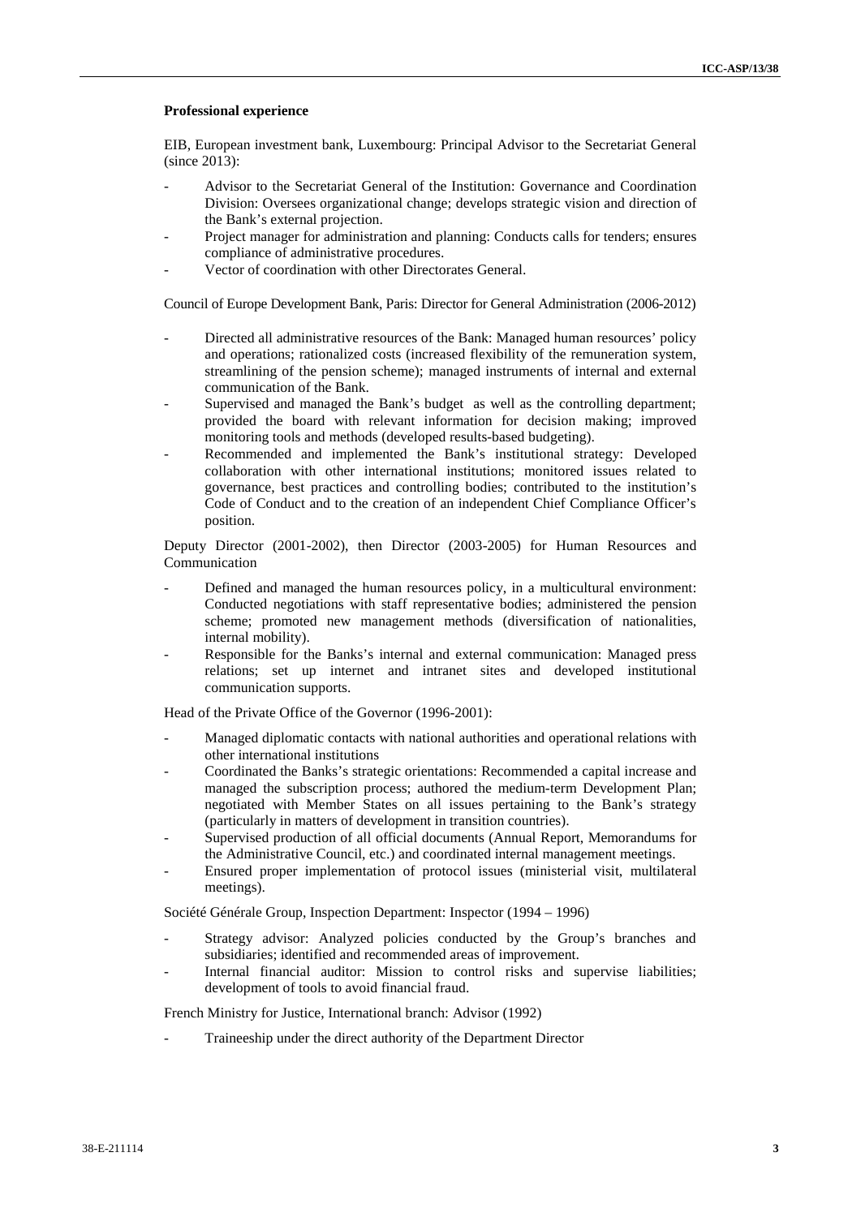**Professional experience**

EIB, European investment bank, Luxembourg: Principal Advisor to the Secretariat General (since 2013):

- Advisor to the Secretariat General of the Institution: Governance and Coordination Division: Oversees organizational change; develops strategic vision and direction of the Bank's external projection.
- Project manager for administration and planning: Conducts calls for tenders; ensures compliance of administrative procedures.
- Vector of coordination with other Directorates General.

Council of Europe Development Bank, Paris: Director for General Administration (2006-2012)

- Directed all administrative resources of the Bank: Managed human resources' policy and operations; rationalized costs (increased flexibility of the remuneration system, streamlining of the pension scheme); managed instruments of internal and external communication of the Bank.
- Supervised and managed the Bank's budget as well as the controlling department; provided the board with relevant information for decision making; improved monitoring tools and methods (developed results-based budgeting).
- Recommended and implemented the Bank's institutional strategy: Developed collaboration with other international institutions; monitored issues related to governance, best practices and controlling bodies; contributed to the institution's Code of Conduct and to the creation of an independent Chief Compliance Officer's position.

Deputy Director (2001-2002), then Director (2003-2005) for Human Resources and Communication

- Defined and managed the human resources policy, in a multicultural environment: Conducted negotiations with staff representative bodies; administered the pension scheme; promoted new management methods (diversification of nationalities, internal mobility).
- Responsible for the Banks's internal and external communication: Managed press relations; set up internet and intranet sites and developed institutional communication supports.

Head of the Private Office of the Governor (1996-2001):

- Managed diplomatic contacts with national authorities and operational relations with other international institutions
- Coordinated the Banks's strategic orientations: Recommended a capital increase and managed the subscription process; authored the medium-term Development Plan; negotiated with Member States on all issues pertaining to the Bank's strategy (particularly in matters of development in transition countries).
- Supervised production of all official documents (Annual Report, Memorandums for the Administrative Council, etc.) and coordinated internal management meetings.
- Ensured proper implementation of protocol issues (ministerial visit, multilateral meetings).

Société Générale Group, Inspection Department: Inspector (1994 – 1996)

- Strategy advisor: Analyzed policies conducted by the Group's branches and subsidiaries; identified and recommended areas of improvement.
- Internal financial auditor: Mission to control risks and supervise liabilities; development of tools to avoid financial fraud.

French Ministry for Justice, International branch: Advisor (1992)

- Traineeship under the direct authority of the Department Director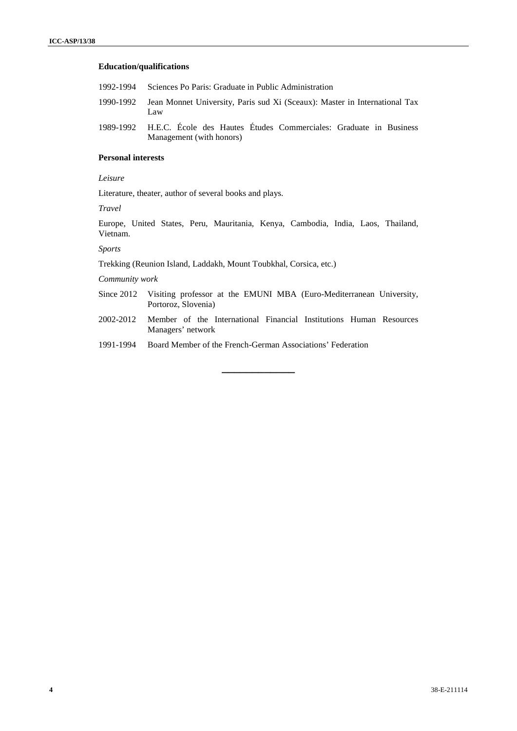**Education/qualifications**

1992-1994 Sciences Po Paris: Graduate in Public Administration

1990-1992 Jean Monnet University, Paris sud Xi (Sceaux): Master in International Tax Law

1989-1992 H.E.C. École des Hautes Études Commerciales: Graduate in Business Management (with honors)

**Personal interests**

*Leisure*

Literature, theater, author of several books and plays.

*Travel*

Europe, United States, Peru, Mauritania, Kenya, Cambodia, India, Laos, Thailand, Vietnam.

*Sports*

Trekking (Reunion Island, Laddakh, Mount Toubkhal, Corsica, etc.)

*Community work*

Since 2012 Visiting professor at the EMUNI MBA (Euro-Mediterranean University, Portoroz, Slovenia)

2002-2012 Member of the International Financial Institutions Human Resources Managers' network

1991-1994 Board Member of the French-German Associations' Federation

---